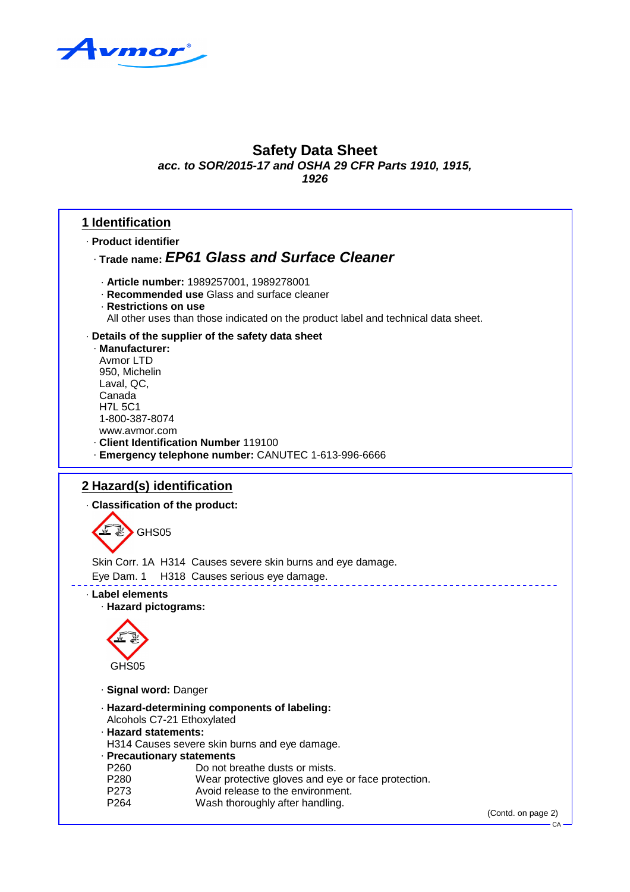Avmor®

# Safety Data Sheet

***acc. to SOR/2015-17 and OSHA 29 CFR Parts 1910, 1915, 1926***

## 1 Identification

· **Product identifier**

· **Trade name:** ***EP61 Glass and Surface Cleaner***

· **Article number:** 1989257001, 1989278001

· **Recommended use** Glass and surface cleaner

· **Restrictions on use**

All other uses than those indicated on the product label and technical data sheet.

· **Details of the supplier of the safety data sheet**

· **Manufacturer:**

Avmor LTD
950, Michelin
Laval, QC,
Canada
H7L 5C1
1-800-387-8074
www.avmor.com

· **Client Identification Number** 119100

· **Emergency telephone number:** CANUTEC 1-613-996-6666

## 2 Hazard(s) identification

· **Classification of the product:**

GHS05

Skin Corr. 1A H314 Causes severe skin burns and eye damage.

Eye Dam. 1 H318 Causes serious eye damage.

· **Label elements**

· **Hazard pictograms:**

GHS05

· **Signal word:** Danger

· **Hazard-determining components of labeling:**

Alcohols C7-21 Ethoxylated

· **Hazard statements:**

H314 Causes severe skin burns and eye damage.

· **Precautionary statements**

P260 Do not breathe dusts or mists.

P280 Wear protective gloves and eye or face protection.

P273 Avoid release to the environment.

P264 Wash thoroughly after handling.

(Contd. on page 2)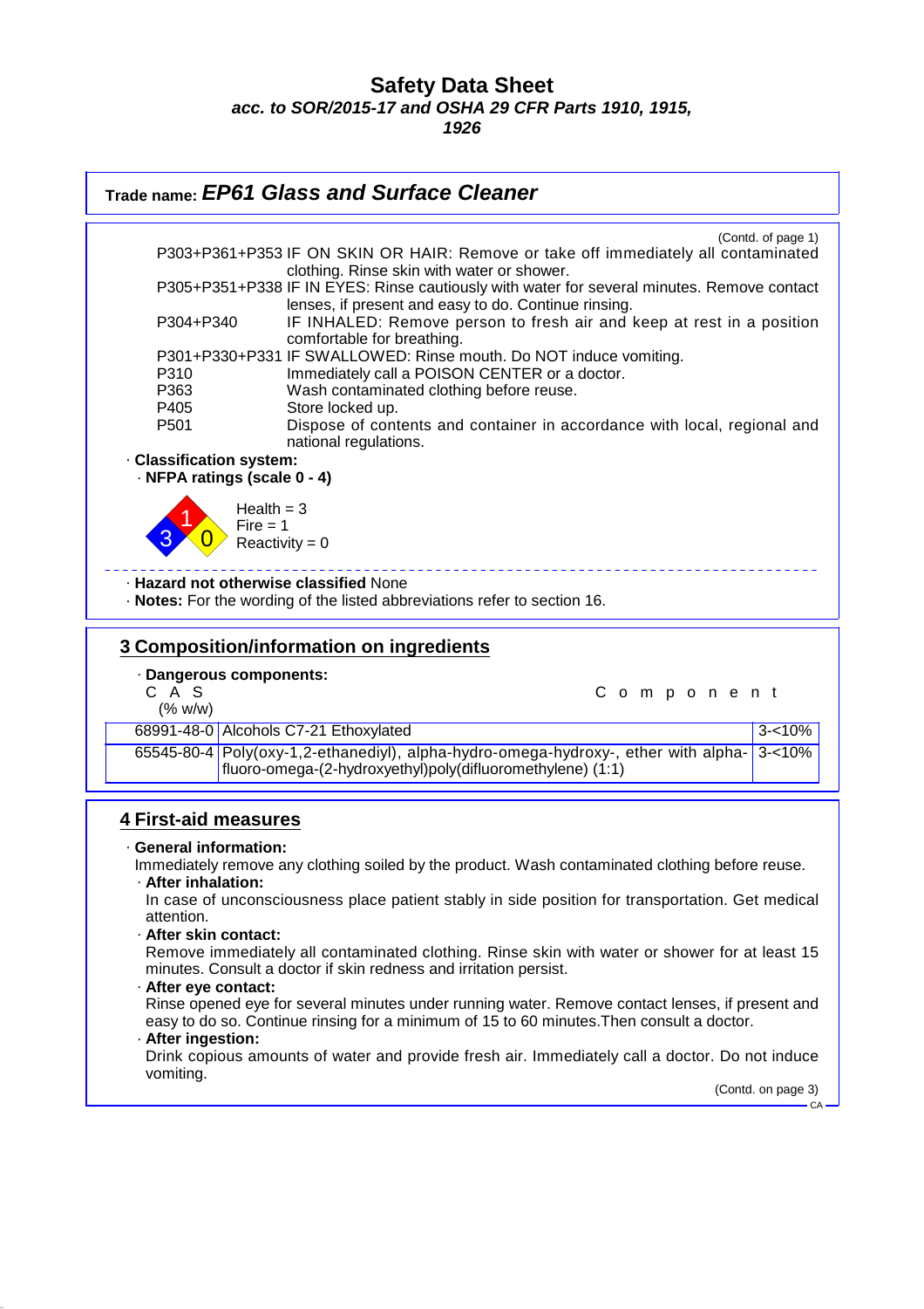# Safety Data Sheet
***acc. to SOR/2015-17 and OSHA 29 CFR Parts 1910, 1915, 1926***

## Trade name: *EP61 Glass and Surface Cleaner*

(Contd. of page 1)

P303+P361+P353 IF ON SKIN OR HAIR: Remove or take off immediately all contaminated clothing. Rinse skin with water or shower.
P305+P351+P338 IF IN EYES: Rinse cautiously with water for several minutes. Remove contact lenses, if present and easy to do. Continue rinsing.
P304+P340 IF INHALED: Remove person to fresh air and keep at rest in a position comfortable for breathing.
P301+P330+P331 IF SWALLOWED: Rinse mouth. Do NOT induce vomiting.
P310 Immediately call a POISON CENTER or a doctor.
P363 Wash contaminated clothing before reuse.
P405 Store locked up.
P501 Dispose of contents and container in accordance with local, regional and national regulations.

· **Classification system:**
· **NFPA ratings (scale 0 - 4)**

Health = 3
Fire = 1
Reactivity = 0

· **Hazard not otherwise classified** None
· **Notes:** For the wording of the listed abbreviations refer to section 16.

## 3 Composition/information on ingredients

· **Dangerous components:**

| CAS | Component | (% w/w) |
|---|---|---|
| 68991-48-0 | Alcohols C7-21 Ethoxylated | 3-<10% |
| 65545-80-4 | Poly(oxy-1,2-ethanediyl), alpha-hydro-omega-hydroxy-, ether with alpha-fluoro-omega-(2-hydroxyethyl)poly(difluoromethylene) (1:1) | 3-<10% |

## 4 First-aid measures

· **General information:**
Immediately remove any clothing soiled by the product. Wash contaminated clothing before reuse.

· **After inhalation:**
In case of unconsciousness place patient stably in side position for transportation. Get medical attention.

· **After skin contact:**
Remove immediately all contaminated clothing. Rinse skin with water or shower for at least 15 minutes. Consult a doctor if skin redness and irritation persist.

· **After eye contact:**
Rinse opened eye for several minutes under running water. Remove contact lenses, if present and easy to do so. Continue rinsing for a minimum of 15 to 60 minutes.Then consult a doctor.

· **After ingestion:**
Drink copious amounts of water and provide fresh air. Immediately call a doctor. Do not induce vomiting.

(Contd. on page 3)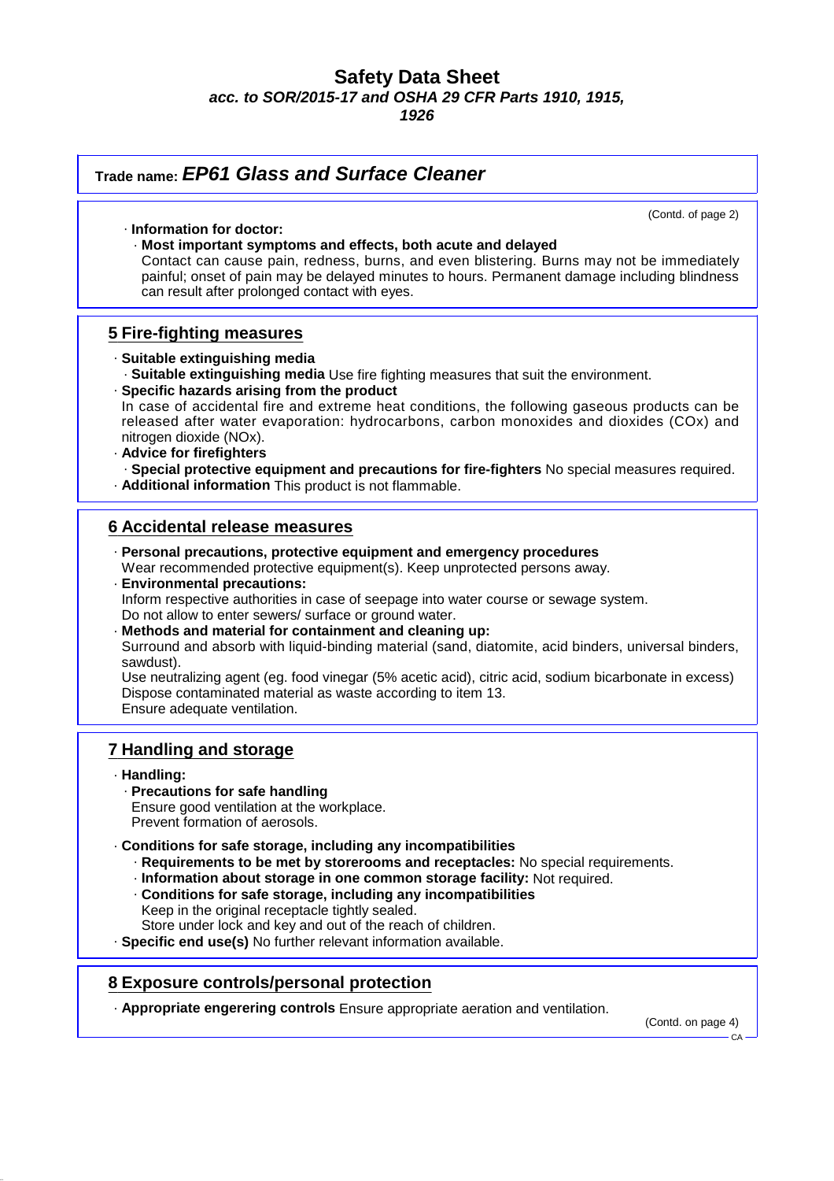**Trade name: *EP61 Glass and Surface Cleaner***

(Contd. of page 2)

· **Information for doctor:**

· **Most important symptoms and effects, both acute and delayed**
Contact can cause pain, redness, burns, and even blistering. Burns may not be immediately painful; onset of pain may be delayed minutes to hours. Permanent damage including blindness can result after prolonged contact with eyes.

## 5 Fire-fighting measures

· **Suitable extinguishing media**

· **Suitable extinguishing media** Use fire fighting measures that suit the environment.

· **Specific hazards arising from the product**
In case of accidental fire and extreme heat conditions, the following gaseous products can be released after water evaporation: hydrocarbons, carbon monoxides and dioxides (COx) and nitrogen dioxide (NOx).

· **Advice for firefighters**

· **Special protective equipment and precautions for fire-fighters** No special measures required.

· **Additional information** This product is not flammable.

## 6 Accidental release measures

· **Personal precautions, protective equipment and emergency procedures**
Wear recommended protective equipment(s). Keep unprotected persons away.

· **Environmental precautions:**
Inform respective authorities in case of seepage into water course or sewage system.
Do not allow to enter sewers/ surface or ground water.

· **Methods and material for containment and cleaning up:**
Surround and absorb with liquid-binding material (sand, diatomite, acid binders, universal binders, sawdust).
Use neutralizing agent (eg. food vinegar (5% acetic acid), citric acid, sodium bicarbonate in excess)
Dispose contaminated material as waste according to item 13.
Ensure adequate ventilation.

## 7 Handling and storage

· **Handling:**

· **Precautions for safe handling**
Ensure good ventilation at the workplace.
Prevent formation of aerosols.

· **Conditions for safe storage, including any incompatibilities**

· **Requirements to be met by storerooms and receptacles:** No special requirements.

· **Information about storage in one common storage facility:** Not required.

· **Conditions for safe storage, including any incompatibilities**
Keep in the original receptacle tightly sealed.
Store under lock and key and out of the reach of children.

· **Specific end use(s)** No further relevant information available.

## 8 Exposure controls/personal protection

· **Appropriate engerering controls** Ensure appropriate aeration and ventilation.

(Contd. on page 4)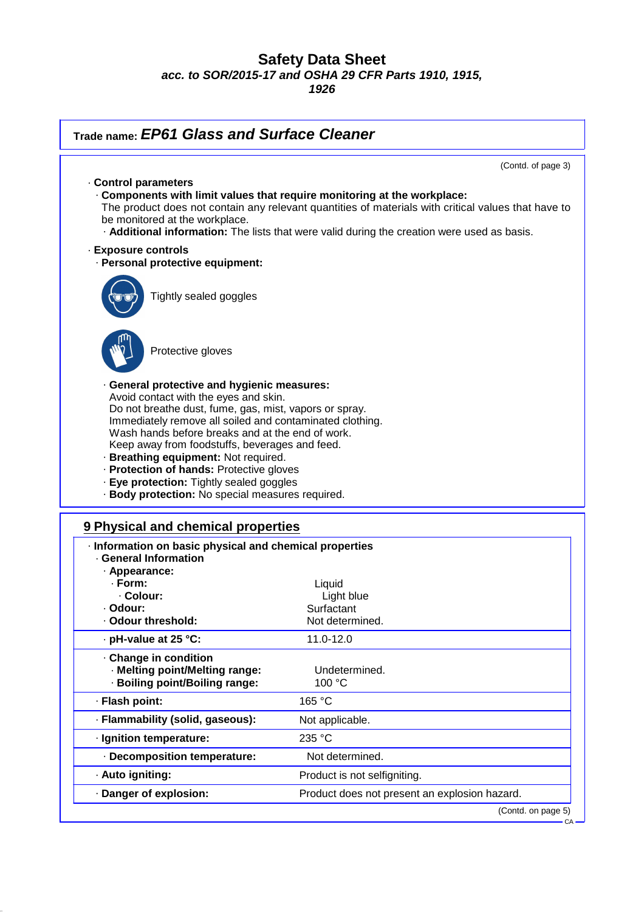**Trade name:** ***EP61 Glass and Surface Cleaner***

(Contd. of page 3)

· **Control parameters**

· **Components with limit values that require monitoring at the workplace:**
The product does not contain any relevant quantities of materials with critical values that have to be monitored at the workplace.

· **Additional information:** The lists that were valid during the creation were used as basis.

· **Exposure controls**

· **Personal protective equipment:**

Tightly sealed goggles

Protective gloves

· **General protective and hygienic measures:**
Avoid contact with the eyes and skin.
Do not breathe dust, fume, gas, mist, vapors or spray.
Immediately remove all soiled and contaminated clothing.
Wash hands before breaks and at the end of work.
Keep away from foodstuffs, beverages and feed.

· **Breathing equipment:** Not required.
· **Protection of hands:** Protective gloves
· **Eye protection:** Tightly sealed goggles
· **Body protection:** No special measures required.

## 9 Physical and chemical properties

| · **Information on basic physical and chemical properties** | |
|---|---|
| · **General Information** | |
| · **Appearance:** | |
| · **Form:** | Liquid |
| · **Colour:** | Light blue |
| · **Odour:** | Surfactant |
| · **Odour threshold:** | Not determined. |
| · **pH-value at 25 °C:** | 11.0-12.0 |
| · **Change in condition** | |
| · **Melting point/Melting range:** | Undetermined. |
| · **Boiling point/Boiling range:** | 100 °C |
| · **Flash point:** | 165 °C |
| · **Flammability (solid, gaseous):** | Not applicable. |
| · **Ignition temperature:** | 235 °C |
| · **Decomposition temperature:** | Not determined. |
| · **Auto igniting:** | Product is not selfigniting. |
| · **Danger of explosion:** | Product does not present an explosion hazard. |

(Contd. on page 5)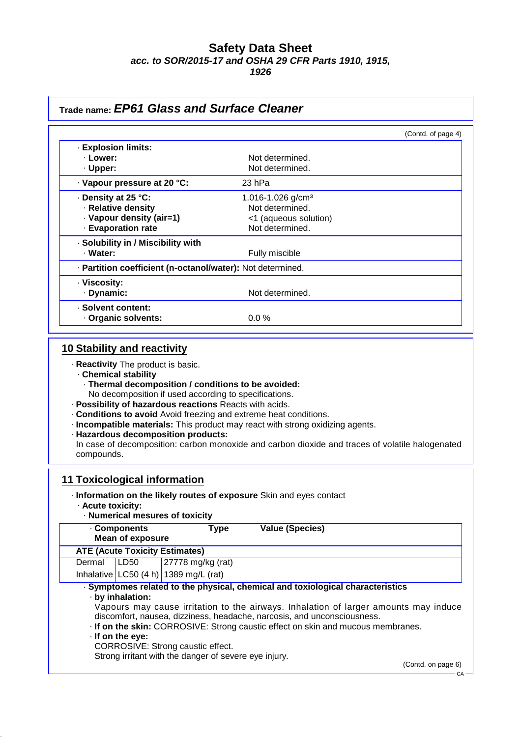## Safety Data Sheet

*acc. to SOR/2015-17 and OSHA 29 CFR Parts 1910, 1915, 1926*

**Trade name: *EP61 Glass and Surface Cleaner***

(Contd. of page 4)

| | |
|---|---|
| · **Explosion limits:** | |
| · **Lower:** | Not determined. |
| · **Upper:** | Not determined. |
| · **Vapour pressure at 20 °C:** | 23 hPa |
| · **Density at 25 °C:** | 1.016-1.026 g/cm³ |
| · **Relative density** | Not determined. |
| · **Vapour density (air=1)** | <1 (aqueous solution) |
| · **Evaporation rate** | Not determined. |
| · **Solubility in / Miscibility with** | |
| · **Water:** | Fully miscible |
| · **Partition coefficient (n-octanol/water):** | Not determined. |
| · **Viscosity:** | |
| · **Dynamic:** | Not determined. |
| · **Solvent content:** | |
| · **Organic solvents:** | 0.0 % |

## 10 Stability and reactivity

- · **Reactivity** The product is basic.
  - · **Chemical stability**
    - · **Thermal decomposition / conditions to be avoided:**
      No decomposition if used according to specifications.
- · **Possibility of hazardous reactions** Reacts with acids.
- · **Conditions to avoid** Avoid freezing and extreme heat conditions.
- · **Incompatible materials:** This product may react with strong oxidizing agents.
- · **Hazardous decomposition products:**
  In case of decomposition: carbon monoxide and carbon dioxide and traces of volatile halogenated compounds.

## 11 Toxicological information

- · **Information on the likely routes of exposure** Skin and eyes contact
  - · **Acute toxicity:**
    - · **Numerical mesures of toxicity**

| · **Components** **Mean of exposure** | **Type** | **Value (Species)** |
|---|---|---|
| **ATE (Acute Toxicity Estimates)** | | |
| Dermal | LD50 | 27778 mg/kg (rat) |
| Inhalative | LC50 (4 h) | 1389 mg/L (rat) |

- · **Symptomes related to the physical, chemical and toxiological characteristics**
  - · **by inhalation:**
    Vapours may cause irritation to the airways. Inhalation of larger amounts may induce discomfort, nausea, dizziness, headache, narcosis, and unconsciousness.
  - · **If on the skin:** CORROSIVE: Strong caustic effect on skin and mucous membranes.
  - · **If on the eye:**
    CORROSIVE: Strong caustic effect.
    Strong irritant with the danger of severe eye injury.

(Contd. on page 6)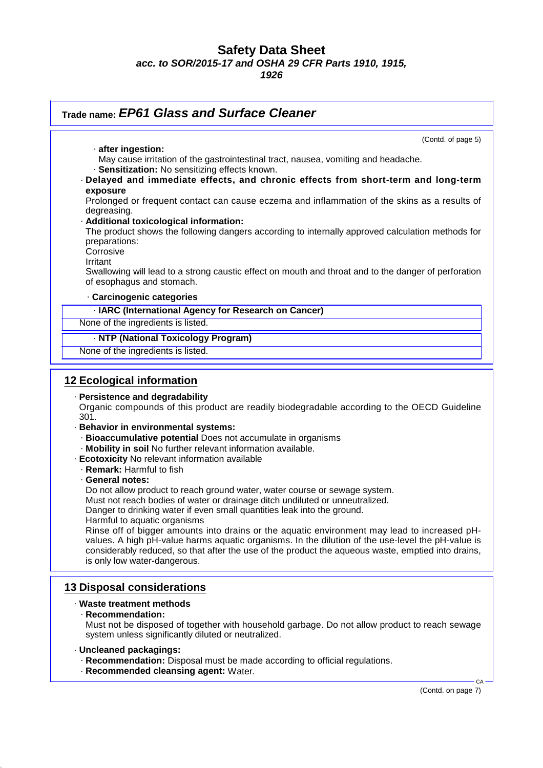(Contd. of page 5)

· **after ingestion:**
May cause irritation of the gastrointestinal tract, nausea, vomiting and headache.
· **Sensitization:** No sensitizing effects known.

· **Delayed and immediate effects, and chronic effects from short-term and long-term exposure**
Prolonged or frequent contact can cause eczema and inflammation of the skins as a results of degreasing.

· **Additional toxicological information:**
The product shows the following dangers according to internally approved calculation methods for preparations:
Corrosive
Irritant
Swallowing will lead to a strong caustic effect on mouth and throat and to the danger of perforation of esophagus and stomach.

· **Carcinogenic categories**

| · **IARC (International Agency for Research on Cancer)** |
|---|
| None of the ingredients is listed. |

| · **NTP (National Toxicology Program)** |
|---|
| None of the ingredients is listed. |

## 12 Ecological information

· **Persistence and degradability**
Organic compounds of this product are readily biodegradable according to the OECD Guideline 301.
· **Behavior in environmental systems:**
· **Bioaccumulative potential** Does not accumulate in organisms
· **Mobility in soil** No further relevant information available.
· **Ecotoxicity** No relevant information available
· **Remark:** Harmful to fish
· **General notes:**
Do not allow product to reach ground water, water course or sewage system.
Must not reach bodies of water or drainage ditch undiluted or unneutralized.
Danger to drinking water if even small quantities leak into the ground.
Harmful to aquatic organisms
Rinse off of bigger amounts into drains or the aquatic environment may lead to increased pH-values. A high pH-value harms aquatic organisms. In the dilution of the use-level the pH-value is considerably reduced, so that after the use of the product the aqueous waste, emptied into drains, is only low water-dangerous.

## 13 Disposal considerations

· **Waste treatment methods**
· **Recommendation:**
Must not be disposed of together with household garbage. Do not allow product to reach sewage system unless significantly diluted or neutralized.

· **Uncleaned packagings:**
· **Recommendation:** Disposal must be made according to official regulations.
· **Recommended cleansing agent:** Water.

(Contd. on page 7)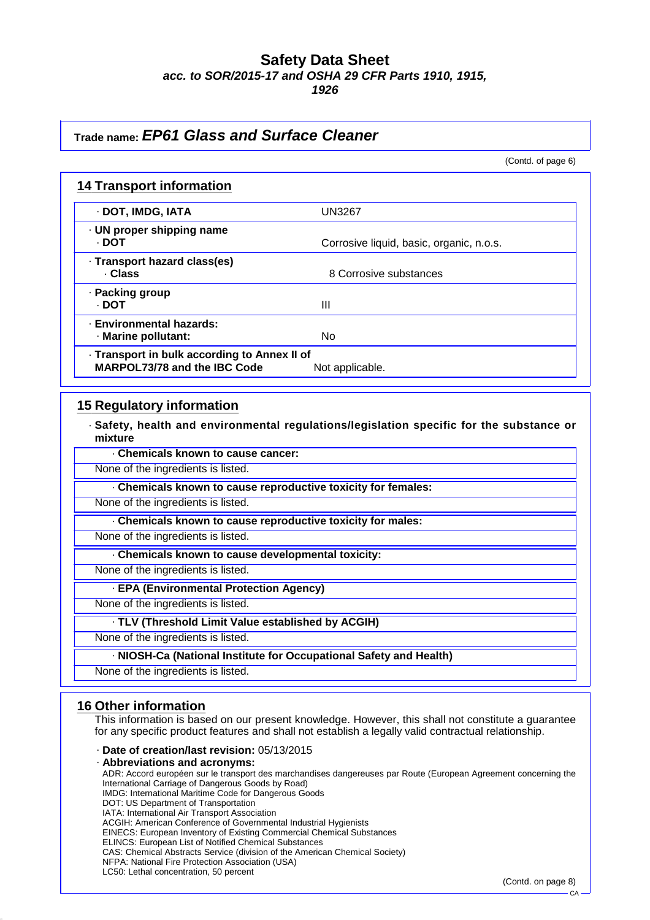Trade name: ***EP61 Glass and Surface Cleaner***

(Contd. of page 6)

## 14 Transport information

| | |
|---|---|
| · **DOT, IMDG, IATA** | UN3267 |
| · **UN proper shipping name**<br>· **DOT** | Corrosive liquid, basic, organic, n.o.s. |
| · **Transport hazard class(es)**<br>· **Class** | 8 Corrosive substances |
| · **Packing group**<br>· **DOT** | III |
| · **Environmental hazards:**<br>· **Marine pollutant:** | No |
| · **Transport in bulk according to Annex II of MARPOL73/78 and the IBC Code** | Not applicable. |

## 15 Regulatory information

· **Safety, health and environmental regulations/legislation specific for the substance or mixture**

· **Chemicals known to cause cancer:**

None of the ingredients is listed.

· **Chemicals known to cause reproductive toxicity for females:**

None of the ingredients is listed.

· **Chemicals known to cause reproductive toxicity for males:**

None of the ingredients is listed.

· **Chemicals known to cause developmental toxicity:**

None of the ingredients is listed.

· **EPA (Environmental Protection Agency)**

None of the ingredients is listed.

· **TLV (Threshold Limit Value established by ACGIH)**

None of the ingredients is listed.

· **NIOSH-Ca (National Institute for Occupational Safety and Health)**

None of the ingredients is listed.

## 16 Other information

This information is based on our present knowledge. However, this shall not constitute a guarantee for any specific product features and shall not establish a legally valid contractual relationship.

· **Date of creation/last revision:** 05/13/2015

· **Abbreviations and acronyms:**

ADR: Accord européen sur le transport des marchandises dangereuses par Route (European Agreement concerning the International Carriage of Dangerous Goods by Road)
IMDG: International Maritime Code for Dangerous Goods
DOT: US Department of Transportation
IATA: International Air Transport Association
ACGIH: American Conference of Governmental Industrial Hygienists
EINECS: European Inventory of Existing Commercial Chemical Substances
ELINCS: European List of Notified Chemical Substances
CAS: Chemical Abstracts Service (division of the American Chemical Society)
NFPA: National Fire Protection Association (USA)
LC50: Lethal concentration, 50 percent

(Contd. on page 8)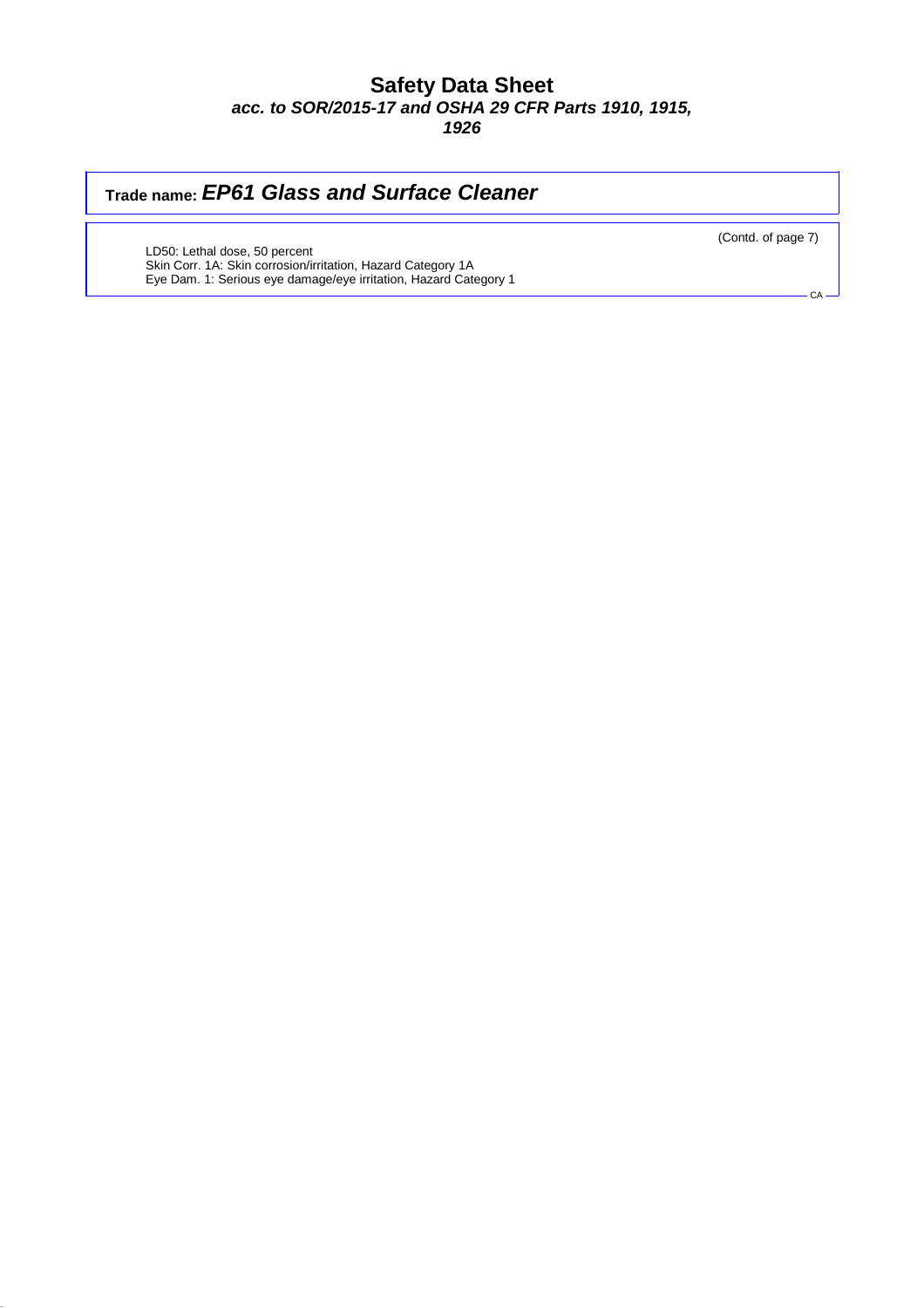LD50: Lethal dose, 50 percent
Skin Corr. 1A: Skin corrosion/irritation, Hazard Category 1A
Eye Dam. 1: Serious eye damage/eye irritation, Hazard Category 1